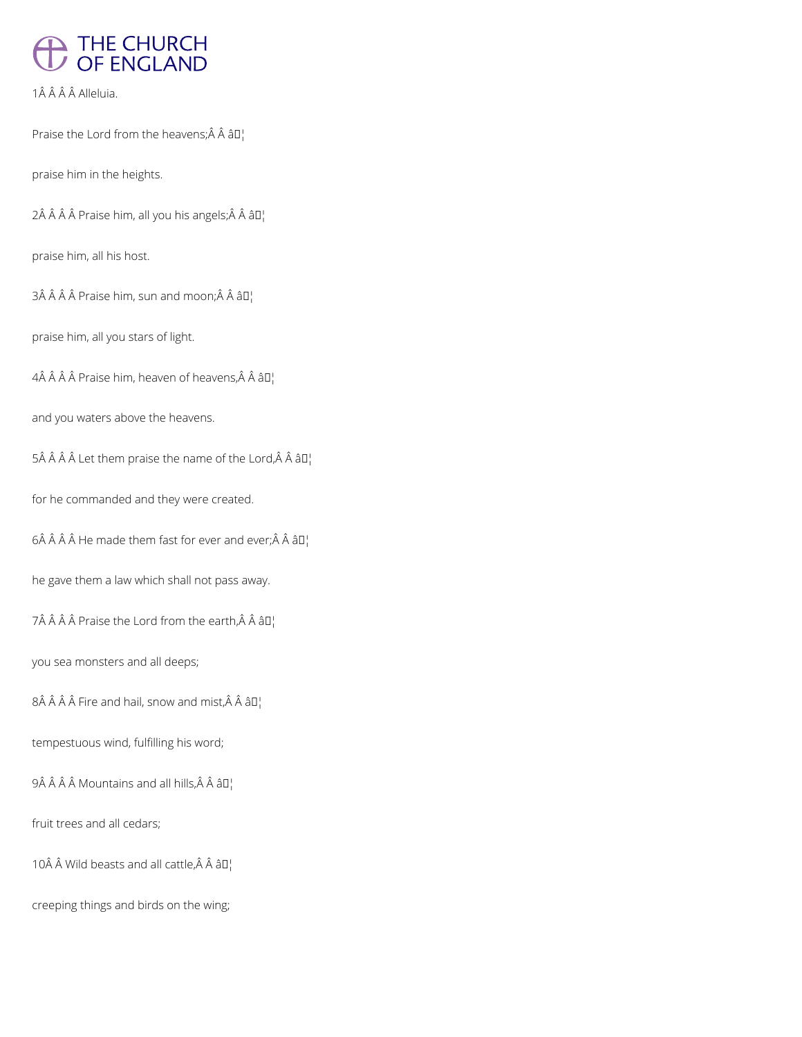1    Alleluia.

Praise the Lord from the heavens;  ✦

praise him in the heights.

2    Praise him, all you his angels;  ✦

praise him, all his host.

3    Praise him, sun and moon;  ✦

praise him, all you stars of light.

4    Praise him, heaven of heavens,  ✦

and you waters above the heavens.

5    Let them praise the name of the Lord,  ✦

for he commanded and they were created.

6    He made them fast for ever and ever;  ✦

he gave them a law which shall not pass away.

7    Praise the Lord from the earth,  ✦

you sea monsters and all deeps;

8    Fire and hail, snow and mist,  ✦

tempestuous wind, fulfilling his word;

9    Mountains and all hills,  ✦

fruit trees and all cedars;

10  Wild beasts and all cattle,  ✦

creeping things and birds on the wing;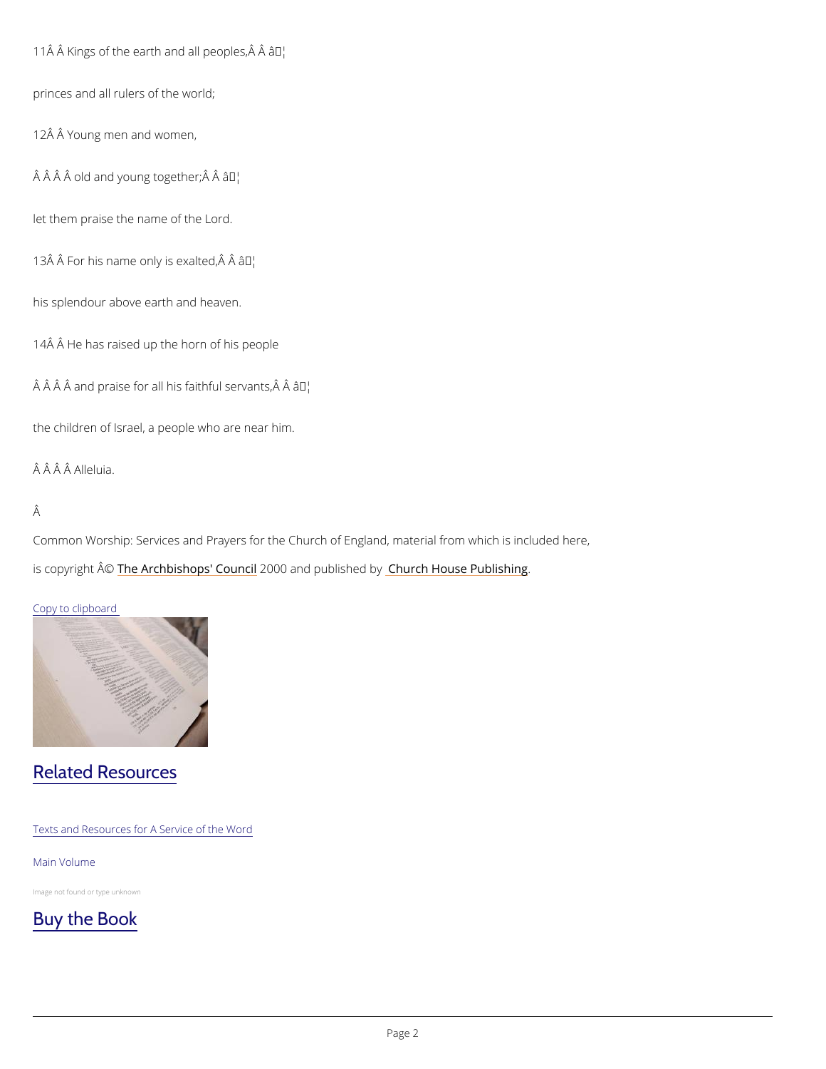11    Kings of the earth and all peoples,    ✽

princes and all rulers of the world;

12    Young men and women,

        old and young together;    ✽

let them praise the name of the Lord.

13    For his name only is exalted,    ✽

his splendour above earth and heaven.

14    He has raised up the horn of his people

        and praise for all his faithful servants,    ✽

the children of Israel, a people who are near him.

        Alleluia.

Common Worship: Services and Prayers for the Church of England, material from which is included here, is copyright © The Archbishops' Council 2000 and published by Church House Publishing.

Copy to clipboard

## Related Resources

Texts and Resources for A Service of the Word

Main Volume

Image not found or type unknown

## Buy the Book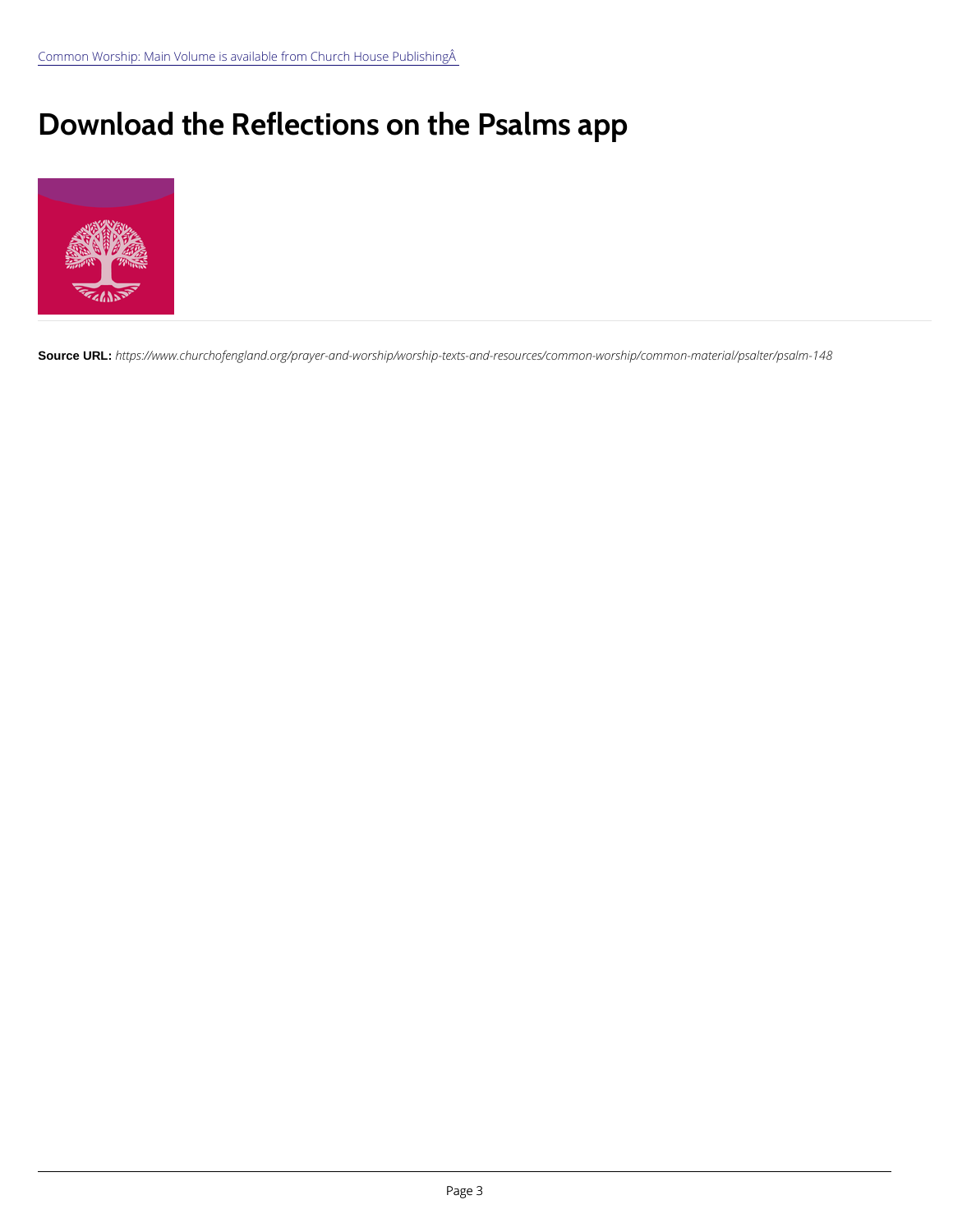Common Worship: Main Volume is available from Church House PublishingÂ 

# Download the Reflections on the Psalms app

**Source URL:** *https://www.churchofengland.org/prayer-and-worship/worship-texts-and-resources/common-worship/common-material/psalter/psalm-148*